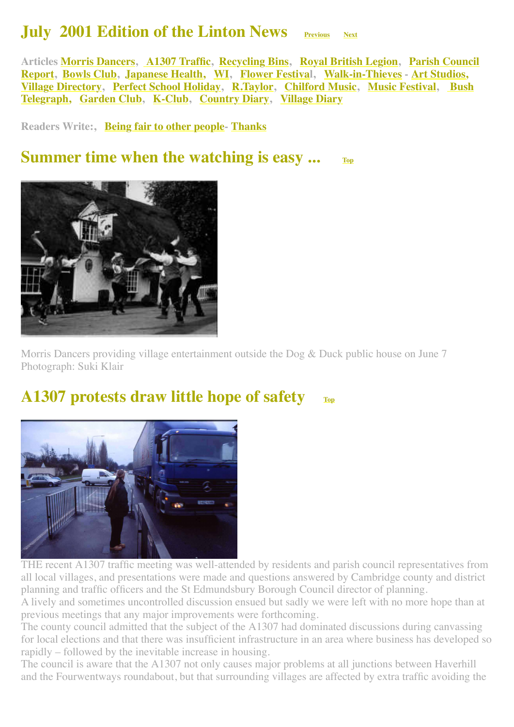# July 2001 Edition of the Linton News

Previous Next

**Articles** Morris Dancers, A1307 Traffic, Recycling Bins, Royal British Legion, Parish Council Report, Bowls Club, Japanese Health, WI, Flower Festival, Walk-in-Thieves - Art Studios, Village Directory, Perfect School Holiday, R.Taylor, Chilford Music, Music Festival, Bush Telegraph, Garden Club, K-Club, Country Diary, Village Diary

**Readers Write:**, Being fair to other people- Thanks

## Summer time when the watching is easy ...

Top

Morris Dancers providing village entertainment outside the Dog & Duck public house on June 7
Photograph: Suki Klair

## A1307 protests draw little hope of safety

Top

THE recent A1307 traffic meeting was well-attended by residents and parish council representatives from all local villages, and presentations were made and questions answered by Cambridge county and district planning and traffic officers and the St Edmundsbury Borough Council director of planning.

A lively and sometimes uncontrolled discussion ensued but sadly we were left with no more hope than at previous meetings that any major improvements were forthcoming.

The county council admitted that the subject of the A1307 had dominated discussions during canvassing for local elections and that there was insufficient infrastructure in an area where business has developed so rapidly – followed by the inevitable increase in housing.

The council is aware that the A1307 not only causes major problems at all junctions between Haverhill and the Fourwentways roundabout, but that surrounding villages are affected by extra traffic avoiding the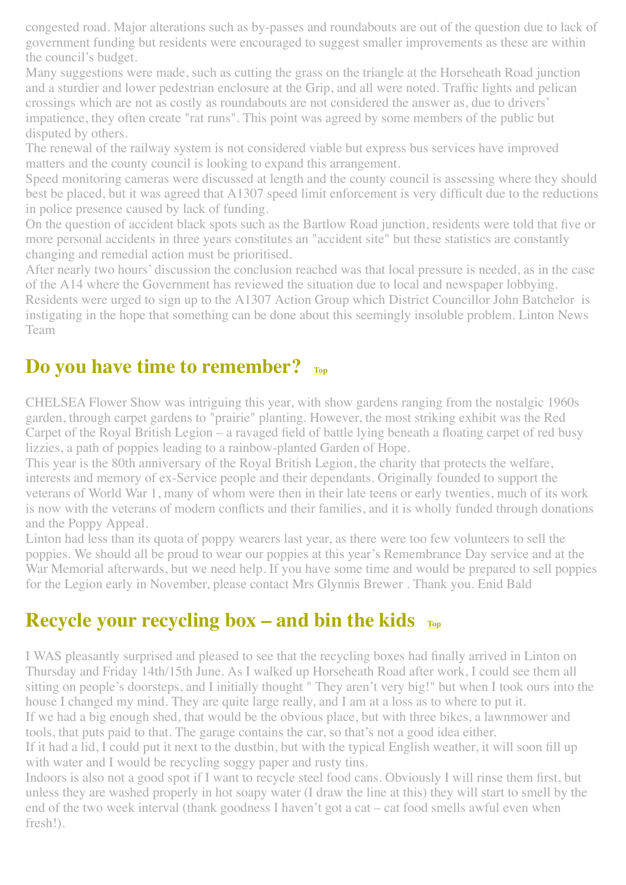congested road. Major alterations such as by-passes and roundabouts are out of the question due to lack of government funding but residents were encouraged to suggest smaller improvements as these are within the council's budget.

Many suggestions were made, such as cutting the grass on the triangle at the Horseheath Road junction and a sturdier and lower pedestrian enclosure at the Grip, and all were noted. Traffic lights and pelican crossings which are not as costly as roundabouts are not considered the answer as, due to drivers' impatience, they often create "rat runs". This point was agreed by some members of the public but disputed by others.

The renewal of the railway system is not considered viable but express bus services have improved matters and the county council is looking to expand this arrangement.

Speed monitoring cameras were discussed at length and the county council is assessing where they should best be placed, but it was agreed that A1307 speed limit enforcement is very difficult due to the reductions in police presence caused by lack of funding.

On the question of accident black spots such as the Bartlow Road junction, residents were told that five or more personal accidents in three years constitutes an "accident site" but these statistics are constantly changing and remedial action must be prioritised.

After nearly two hours' discussion the conclusion reached was that local pressure is needed, as in the case of the A14 where the Government has reviewed the situation due to local and newspaper lobbying. Residents were urged to sign up to the A1307 Action Group which District Councillor John Batchelor is instigating in the hope that something can be done about this seemingly insoluble problem. Linton News Team

## Do you have time to remember? Top

CHELSEA Flower Show was intriguing this year, with show gardens ranging from the nostalgic 1960s garden, through carpet gardens to "prairie" planting. However, the most striking exhibit was the Red Carpet of the Royal British Legion – a ravaged field of battle lying beneath a floating carpet of red busy lizzies, a path of poppies leading to a rainbow-planted Garden of Hope.

This year is the 80th anniversary of the Royal British Legion, the charity that protects the welfare, interests and memory of ex-Service people and their dependants. Originally founded to support the veterans of World War 1, many of whom were then in their late teens or early twenties, much of its work is now with the veterans of modern conflicts and their families, and it is wholly funded through donations and the Poppy Appeal.

Linton had less than its quota of poppy wearers last year, as there were too few volunteers to sell the poppies. We should all be proud to wear our poppies at this year's Remembrance Day service and at the War Memorial afterwards, but we need help. If you have some time and would be prepared to sell poppies for the Legion early in November, please contact Mrs Glynnis Brewer . Thank you. Enid Bald

## Recycle your recycling box – and bin the kids Top

I WAS pleasantly surprised and pleased to see that the recycling boxes had finally arrived in Linton on Thursday and Friday 14th/15th June. As I walked up Horseheath Road after work, I could see them all sitting on people's doorsteps, and I initially thought " They aren't very big!" but when I took ours into the house I changed my mind. They are quite large really, and I am at a loss as to where to put it.

If we had a big enough shed, that would be the obvious place, but with three bikes, a lawnmower and tools, that puts paid to that. The garage contains the car, so that's not a good idea either.

If it had a lid, I could put it next to the dustbin, but with the typical English weather, it will soon fill up with water and I would be recycling soggy paper and rusty tins.

Indoors is also not a good spot if I want to recycle steel food cans. Obviously I will rinse them first, but unless they are washed properly in hot soapy water (I draw the line at this) they will start to smell by the end of the two week interval (thank goodness I haven't got a cat – cat food smells awful even when fresh!).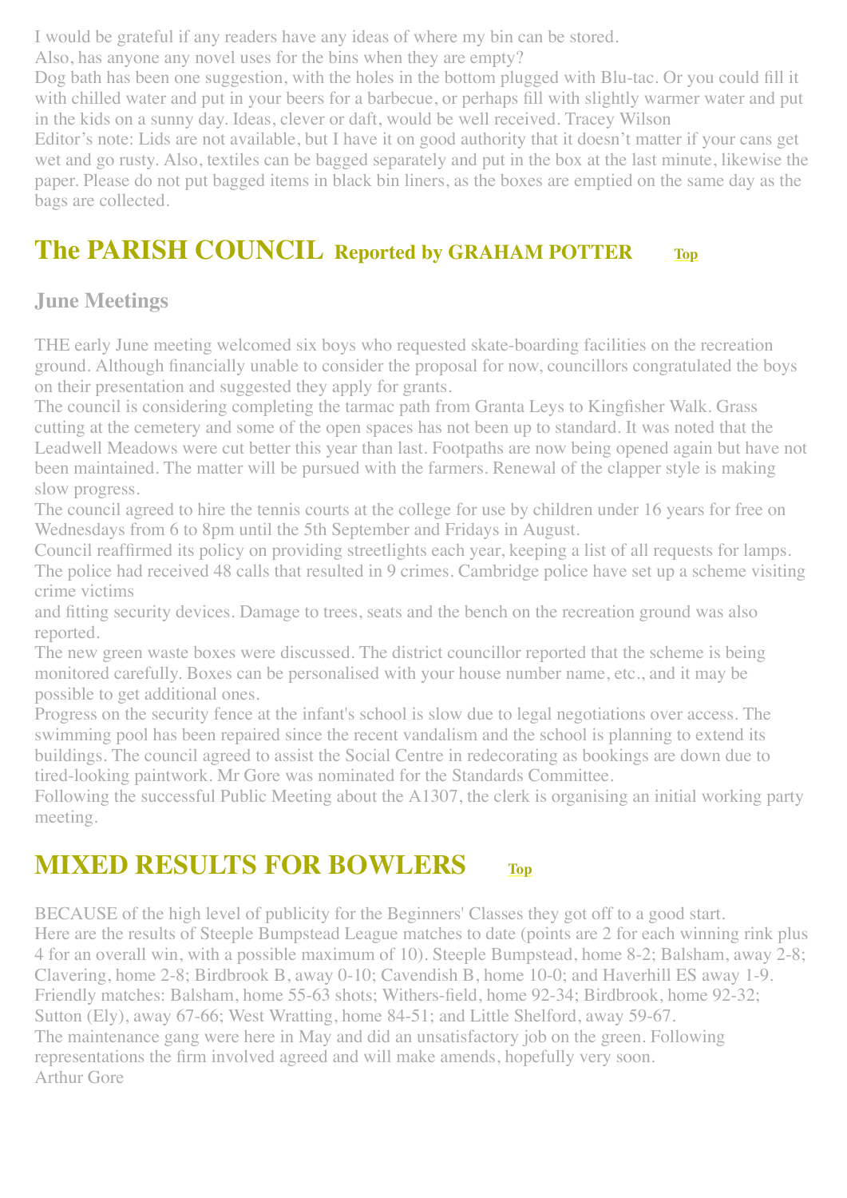I would be grateful if any readers have any ideas of where my bin can be stored.
Also, has anyone any novel uses for the bins when they are empty?
Dog bath has been one suggestion, with the holes in the bottom plugged with Blu-tac. Or you could fill it with chilled water and put in your beers for a barbecue, or perhaps fill with slightly warmer water and put in the kids on a sunny day. Ideas, clever or daft, would be well received. Tracey Wilson
Editor's note: Lids are not available, but I have it on good authority that it doesn't matter if your cans get wet and go rusty. Also, textiles can be bagged separately and put in the box at the last minute, likewise the paper. Please do not put bagged items in black bin liners, as the boxes are emptied on the same day as the bags are collected.

## The PARISH COUNCIL Reported by GRAHAM POTTER Top

### June Meetings

THE early June meeting welcomed six boys who requested skate-boarding facilities on the recreation ground. Although financially unable to consider the proposal for now, councillors congratulated the boys on their presentation and suggested they apply for grants.
The council is considering completing the tarmac path from Granta Leys to Kingfisher Walk. Grass cutting at the cemetery and some of the open spaces has not been up to standard. It was noted that the Leadwell Meadows were cut better this year than last. Footpaths are now being opened again but have not been maintained. The matter will be pursued with the farmers. Renewal of the clapper style is making slow progress.
The council agreed to hire the tennis courts at the college for use by children under 16 years for free on Wednesdays from 6 to 8pm until the 5th September and Fridays in August.
Council reaffirmed its policy on providing streetlights each year, keeping a list of all requests for lamps.
The police had received 48 calls that resulted in 9 crimes. Cambridge police have set up a scheme visiting crime victims
and fitting security devices. Damage to trees, seats and the bench on the recreation ground was also reported.
The new green waste boxes were discussed. The district councillor reported that the scheme is being monitored carefully. Boxes can be personalised with your house number name, etc., and it may be possible to get additional ones.
Progress on the security fence at the infant's school is slow due to legal negotiations over access. The swimming pool has been repaired since the recent vandalism and the school is planning to extend its buildings. The council agreed to assist the Social Centre in redecorating as bookings are down due to tired-looking paintwork. Mr Gore was nominated for the Standards Committee.
Following the successful Public Meeting about the A1307, the clerk is organising an initial working party meeting.

## MIXED RESULTS FOR BOWLERS Top

BECAUSE of the high level of publicity for the Beginners' Classes they got off to a good start.
Here are the results of Steeple Bumpstead League matches to date (points are 2 for each winning rink plus 4 for an overall win, with a possible maximum of 10). Steeple Bumpstead, home 8-2; Balsham, away 2-8; Clavering, home 2-8; Birdbrook B, away 0-10; Cavendish B, home 10-0; and Haverhill ES away 1-9.
Friendly matches: Balsham, home 55-63 shots; Withers-field, home 92-34; Birdbrook, home 92-32; Sutton (Ely), away 67-66; West Wratting, home 84-51; and Little Shelford, away 59-67.
The maintenance gang were here in May and did an unsatisfactory job on the green. Following representations the firm involved agreed and will make amends, hopefully very soon.
Arthur Gore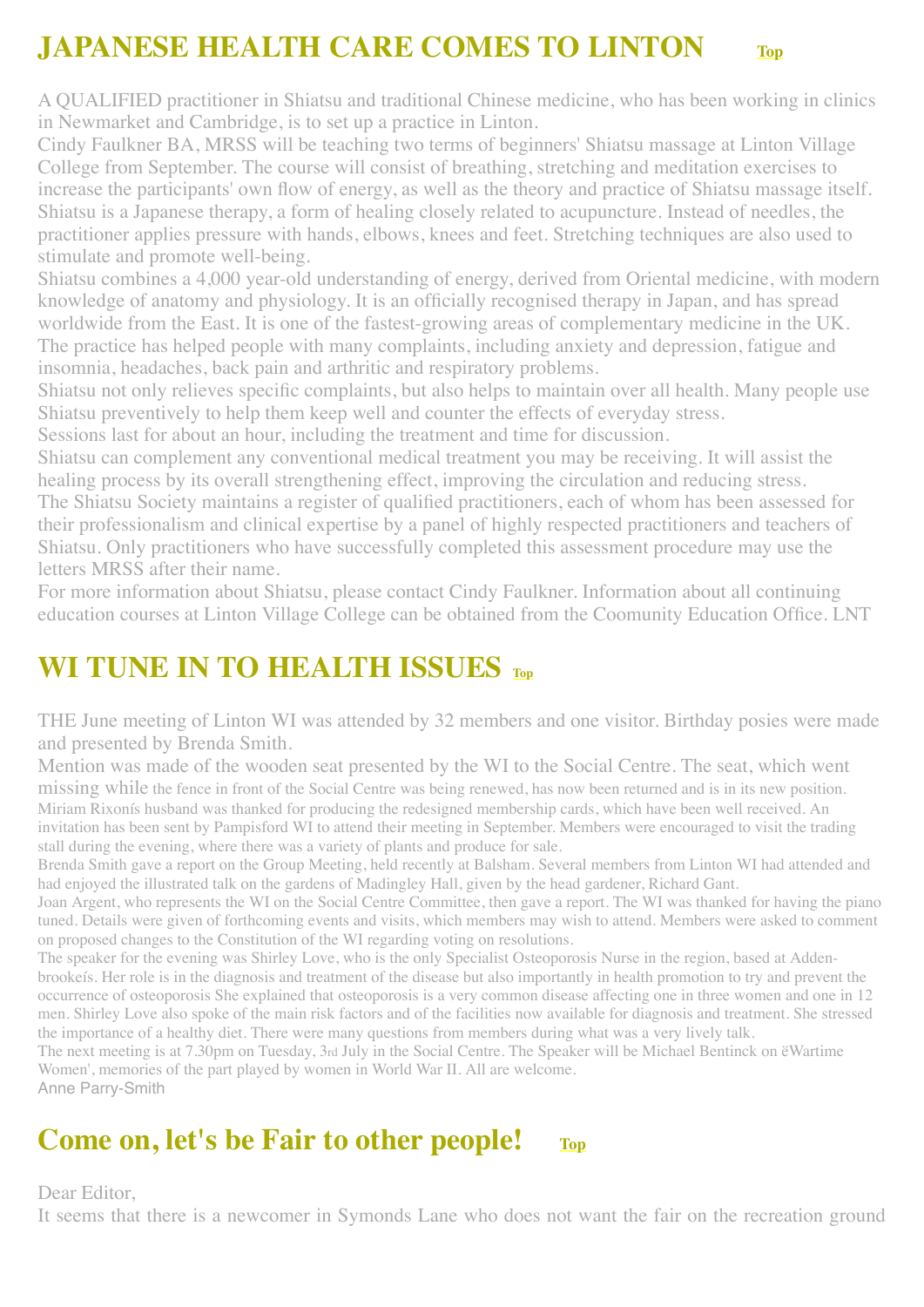## JAPANESE HEALTH CARE COMES TO LINTON Top

A QUALIFIED practitioner in Shiatsu and traditional Chinese medicine, who has been working in clinics in Newmarket and Cambridge, is to set up a practice in Linton.

Cindy Faulkner BA, MRSS will be teaching two terms of beginners' Shiatsu massage at Linton Village College from September. The course will consist of breathing, stretching and meditation exercises to increase the participants' own flow of energy, as well as the theory and practice of Shiatsu massage itself.

Shiatsu is a Japanese therapy, a form of healing closely related to acupuncture. Instead of needles, the practitioner applies pressure with hands, elbows, knees and feet. Stretching techniques are also used to stimulate and promote well-being.

Shiatsu combines a 4,000 year-old understanding of energy, derived from Oriental medicine, with modern knowledge of anatomy and physiology. It is an officially recognised therapy in Japan, and has spread worldwide from the East. It is one of the fastest-growing areas of complementary medicine in the UK.

The practice has helped people with many complaints, including anxiety and depression, fatigue and insomnia, headaches, back pain and arthritic and respiratory problems.

Shiatsu not only relieves specific complaints, but also helps to maintain over all health. Many people use Shiatsu preventively to help them keep well and counter the effects of everyday stress.

Sessions last for about an hour, including the treatment and time for discussion.

Shiatsu can complement any conventional medical treatment you may be receiving. It will assist the healing process by its overall strengthening effect, improving the circulation and reducing stress.

The Shiatsu Society maintains a register of qualified practitioners, each of whom has been assessed for their professionalism and clinical expertise by a panel of highly respected practitioners and teachers of Shiatsu. Only practitioners who have successfully completed this assessment procedure may use the letters MRSS after their name.

For more information about Shiatsu, please contact Cindy Faulkner. Information about all continuing education courses at Linton Village College can be obtained from the Coomunity Education Office. LNT

## WI TUNE IN TO HEALTH ISSUES Top

THE June meeting of Linton WI was attended by 32 members and one visitor. Birthday posies were made and presented by Brenda Smith.

Mention was made of the wooden seat presented by the WI to the Social Centre. The seat, which went missing while the fence in front of the Social Centre was being renewed, has now been returned and is in its new position. Miriam Rixonís husband was thanked for producing the redesigned membership cards, which have been well received. An invitation has been sent by Pampisford WI to attend their meeting in September. Members were encouraged to visit the trading stall during the evening, where there was a variety of plants and produce for sale.

Brenda Smith gave a report on the Group Meeting, held recently at Balsham. Several members from Linton WI had attended and had enjoyed the illustrated talk on the gardens of Madingley Hall, given by the head gardener, Richard Gant.

Joan Argent, who represents the WI on the Social Centre Committee, then gave a report. The WI was thanked for having the piano tuned. Details were given of forthcoming events and visits, which members may wish to attend. Members were asked to comment on proposed changes to the Constitution of the WI regarding voting on resolutions.

The speaker for the evening was Shirley Love, who is the only Specialist Osteoporosis Nurse in the region, based at Addenbrookeís. Her role is in the diagnosis and treatment of the disease but also importantly in health promotion to try and prevent the occurrence of osteoporosis She explained that osteoporosis is a very common disease affecting one in three women and one in 12 men. Shirley Love also spoke of the main risk factors and of the facilities now available for diagnosis and treatment. She stressed the importance of a healthy diet. There were many questions from members during what was a very lively talk.

The next meeting is at 7.30pm on Tuesday, 3rd July in the Social Centre. The Speaker will be Michael Bentinck on ëWartime Women', memories of the part played by women in World War II. All are welcome.

Anne Parry-Smith

## Come on, let's be Fair to other people! Top

Dear Editor,

It seems that there is a newcomer in Symonds Lane who does not want the fair on the recreation ground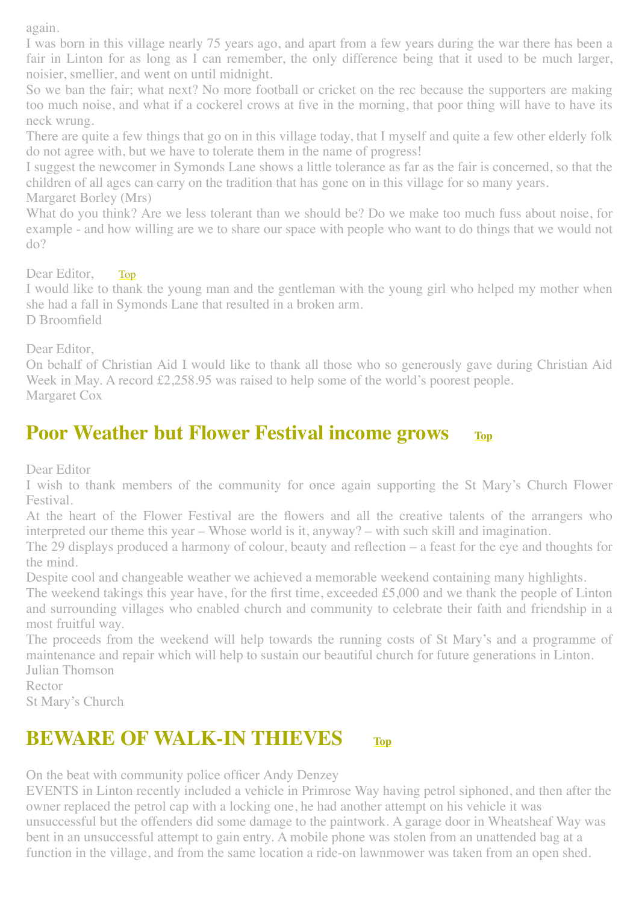again.

I was born in this village nearly 75 years ago, and apart from a few years during the war there has been a fair in Linton for as long as I can remember, the only difference being that it used to be much larger, noisier, smellier, and went on until midnight.

So we ban the fair; what next? No more football or cricket on the rec because the supporters are making too much noise, and what if a cockerel crows at five in the morning, that poor thing will have to have its neck wrung.

There are quite a few things that go on in this village today, that I myself and quite a few other elderly folk do not agree with, but we have to tolerate them in the name of progress!

I suggest the newcomer in Symonds Lane shows a little tolerance as far as the fair is concerned, so that the children of all ages can carry on the tradition that has gone on in this village for so many years.

Margaret Borley (Mrs)

What do you think? Are we less tolerant than we should be? Do we make too much fuss about noise, for example - and how willing are we to share our space with people who want to do things that we would not do?

Dear Editor, Top

I would like to thank the young man and the gentleman with the young girl who helped my mother when she had a fall in Symonds Lane that resulted in a broken arm.

D Broomfield

Dear Editor,

On behalf of Christian Aid I would like to thank all those who so generously gave during Christian Aid Week in May. A record £2,258.95 was raised to help some of the world's poorest people.

Margaret Cox

## Poor Weather but Flower Festival income grows Top

Dear Editor

I wish to thank members of the community for once again supporting the St Mary's Church Flower Festival.

At the heart of the Flower Festival are the flowers and all the creative talents of the arrangers who interpreted our theme this year – Whose world is it, anyway? – with such skill and imagination.

The 29 displays produced a harmony of colour, beauty and reflection – a feast for the eye and thoughts for the mind.

Despite cool and changeable weather we achieved a memorable weekend containing many highlights.

The weekend takings this year have, for the first time, exceeded £5,000 and we thank the people of Linton and surrounding villages who enabled church and community to celebrate their faith and friendship in a most fruitful way.

The proceeds from the weekend will help towards the running costs of St Mary's and a programme of maintenance and repair which will help to sustain our beautiful church for future generations in Linton.

Julian Thomson
Rector
St Mary's Church

## BEWARE OF WALK-IN THIEVES Top

On the beat with community police officer Andy Denzey

EVENTS in Linton recently included a vehicle in Primrose Way having petrol siphoned, and then after the owner replaced the petrol cap with a locking one, he had another attempt on his vehicle it was unsuccessful but the offenders did some damage to the paintwork. A garage door in Wheatsheaf Way was bent in an unsuccessful attempt to gain entry. A mobile phone was stolen from an unattended bag at a function in the village, and from the same location a ride-on lawnmower was taken from an open shed.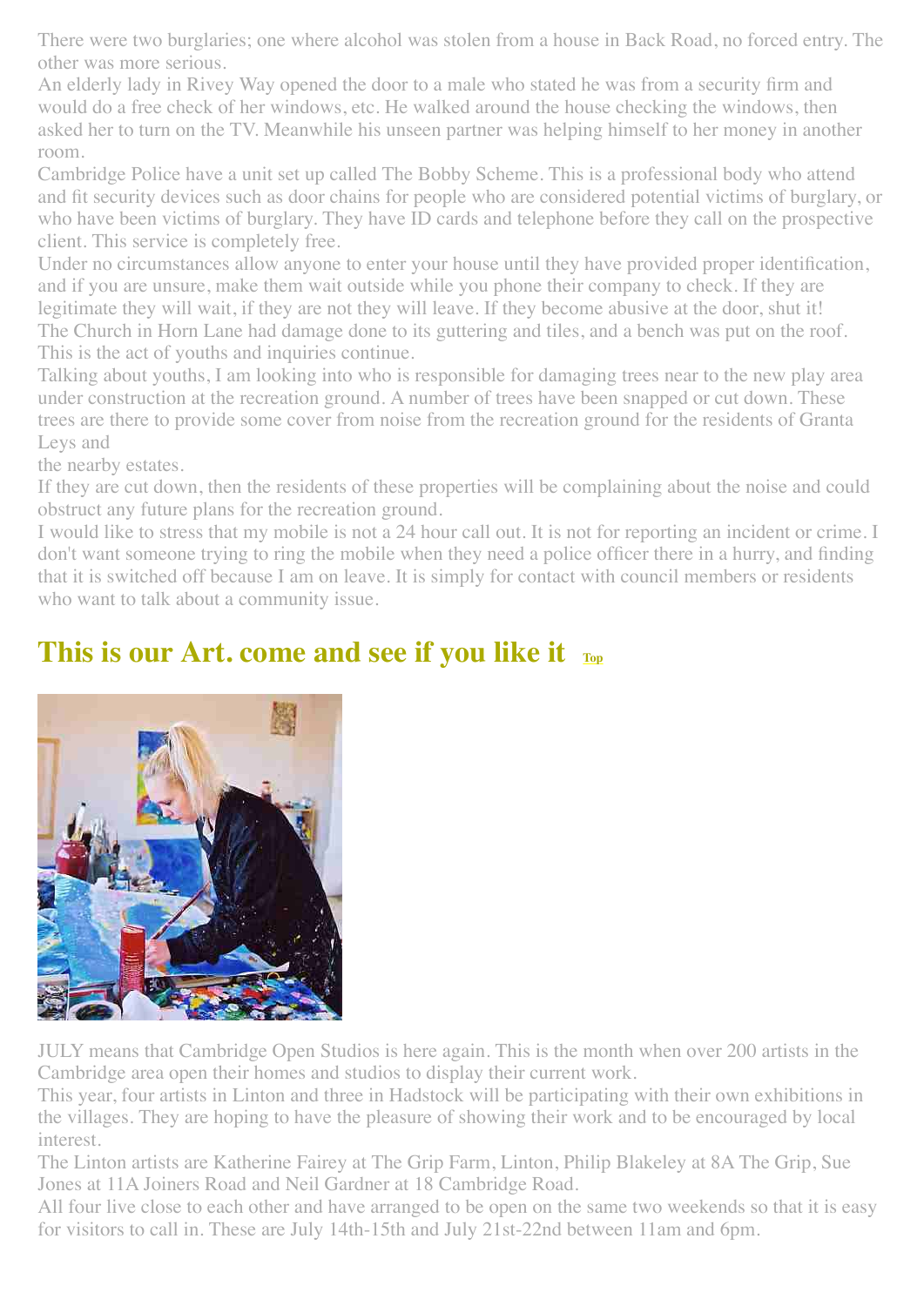There were two burglaries; one where alcohol was stolen from a house in Back Road, no forced entry. The other was more serious.

An elderly lady in Rivey Way opened the door to a male who stated he was from a security firm and would do a free check of her windows, etc. He walked around the house checking the windows, then asked her to turn on the TV. Meanwhile his unseen partner was helping himself to her money in another room.

Cambridge Police have a unit set up called The Bobby Scheme. This is a professional body who attend and fit security devices such as door chains for people who are considered potential victims of burglary, or who have been victims of burglary. They have ID cards and telephone before they call on the prospective client. This service is completely free.

Under no circumstances allow anyone to enter your house until they have provided proper identification, and if you are unsure, make them wait outside while you phone their company to check. If they are legitimate they will wait, if they are not they will leave. If they become abusive at the door, shut it!

The Church in Horn Lane had damage done to its guttering and tiles, and a bench was put on the roof. This is the act of youths and inquiries continue.

Talking about youths, I am looking into who is responsible for damaging trees near to the new play area under construction at the recreation ground. A number of trees have been snapped or cut down. These trees are there to provide some cover from noise from the recreation ground for the residents of Granta Leys and the nearby estates.

If they are cut down, then the residents of these properties will be complaining about the noise and could obstruct any future plans for the recreation ground.

I would like to stress that my mobile is not a 24 hour call out. It is not for reporting an incident or crime. I don't want someone trying to ring the mobile when they need a police officer there in a hurry, and finding that it is switched off because I am on leave. It is simply for contact with council members or residents who want to talk about a community issue.

## This is our Art. come and see if you like it Top

JULY means that Cambridge Open Studios is here again. This is the month when over 200 artists in the Cambridge area open their homes and studios to display their current work.

This year, four artists in Linton and three in Hadstock will be participating with their own exhibitions in the villages. They are hoping to have the pleasure of showing their work and to be encouraged by local interest.

The Linton artists are Katherine Fairey at The Grip Farm, Linton, Philip Blakeley at 8A The Grip, Sue Jones at 11A Joiners Road and Neil Gardner at 18 Cambridge Road.

All four live close to each other and have arranged to be open on the same two weekends so that it is easy for visitors to call in. These are July 14th-15th and July 21st-22nd between 11am and 6pm.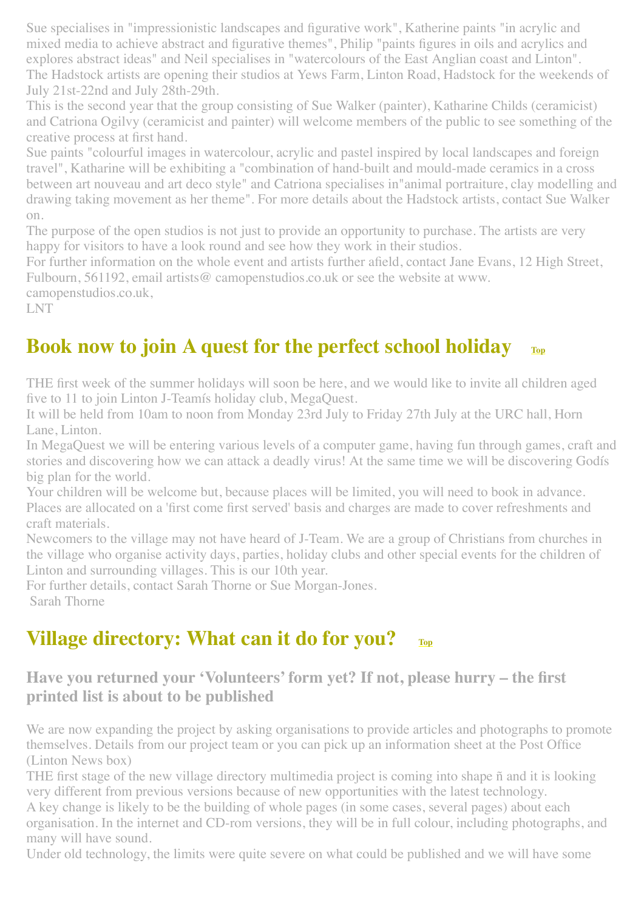Sue specialises in "impressionistic landscapes and figurative work", Katherine paints "in acrylic and mixed media to achieve abstract and figurative themes", Philip "paints figures in oils and acrylics and explores abstract ideas" and Neil specialises in "watercolours of the East Anglian coast and Linton".

The Hadstock artists are opening their studios at Yews Farm, Linton Road, Hadstock for the weekends of July 21st-22nd and July 28th-29th.

This is the second year that the group consisting of Sue Walker (painter), Katharine Childs (ceramicist) and Catriona Ogilvy (ceramicist and painter) will welcome members of the public to see something of the creative process at first hand.

Sue paints "colourful images in watercolour, acrylic and pastel inspired by local landscapes and foreign travel", Katharine will be exhibiting a "combination of hand-built and mould-made ceramics in a cross between art nouveau and art deco style" and Catriona specialises in"animal portraiture, clay modelling and drawing taking movement as her theme". For more details about the Hadstock artists, contact Sue Walker on.

The purpose of the open studios is not just to provide an opportunity to purchase. The artists are very happy for visitors to have a look round and see how they work in their studios.

For further information on the whole event and artists further afield, contact Jane Evans, 12 High Street, Fulbourn, 561192, email artists@ camopenstudios.co.uk or see the website at www. camopenstudios.co.uk,

LNT

## Book now to join A quest for the perfect school holiday

Top

THE first week of the summer holidays will soon be here, and we would like to invite all children aged five to 11 to join Linton J-Teamís holiday club, MegaQuest.

It will be held from 10am to noon from Monday 23rd July to Friday 27th July at the URC hall, Horn Lane, Linton.

In MegaQuest we will be entering various levels of a computer game, having fun through games, craft and stories and discovering how we can attack a deadly virus! At the same time we will be discovering Godís big plan for the world.

Your children will be welcome but, because places will be limited, you will need to book in advance. Places are allocated on a 'first come first served' basis and charges are made to cover refreshments and craft materials.

Newcomers to the village may not have heard of J-Team. We are a group of Christians from churches in the village who organise activity days, parties, holiday clubs and other special events for the children of Linton and surrounding villages. This is our 10th year.

For further details, contact Sarah Thorne or Sue Morgan-Jones.

Sarah Thorne

## Village directory: What can it do for you?

Top

### Have you returned your 'Volunteers' form yet? If not, please hurry – the first printed list is about to be published

We are now expanding the project by asking organisations to provide articles and photographs to promote themselves. Details from our project team or you can pick up an information sheet at the Post Office (Linton News box)

THE first stage of the new village directory multimedia project is coming into shape ñ and it is looking very different from previous versions because of new opportunities with the latest technology.

A key change is likely to be the building of whole pages (in some cases, several pages) about each organisation. In the internet and CD-rom versions, they will be in full colour, including photographs, and many will have sound.

Under old technology, the limits were quite severe on what could be published and we will have some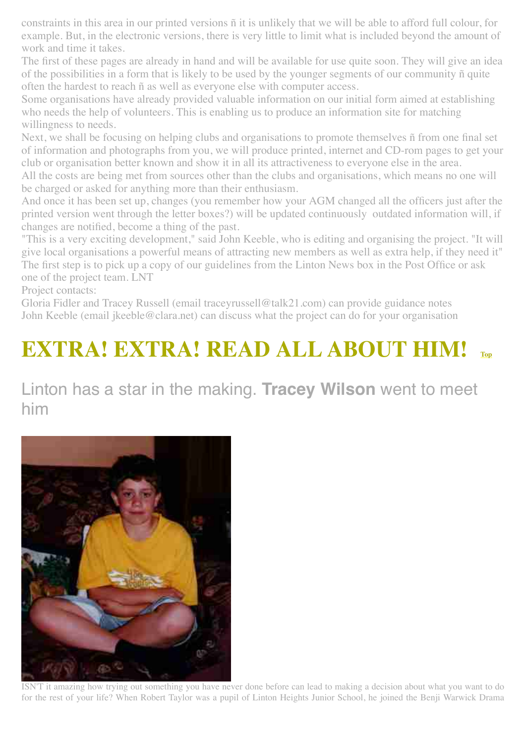constraints in this area in our printed versions ñ it is unlikely that we will be able to afford full colour, for example. But, in the electronic versions, there is very little to limit what is included beyond the amount of work and time it takes.

The first of these pages are already in hand and will be available for use quite soon. They will give an idea of the possibilities in a form that is likely to be used by the younger segments of our community ñ quite often the hardest to reach ñ as well as everyone else with computer access.

Some organisations have already provided valuable information on our initial form aimed at establishing who needs the help of volunteers. This is enabling us to produce an information site for matching willingness to needs.

Next, we shall be focusing on helping clubs and organisations to promote themselves ñ from one final set of information and photographs from you, we will produce printed, internet and CD-rom pages to get your club or organisation better known and show it in all its attractiveness to everyone else in the area.

All the costs are being met from sources other than the clubs and organisations, which means no one will be charged or asked for anything more than their enthusiasm.

And once it has been set up, changes (you remember how your AGM changed all the officers just after the printed version went through the letter boxes?) will be updated continuously outdated information will, if changes are notified, become a thing of the past.

"This is a very exciting development," said John Keeble, who is editing and organising the project. "It will give local organisations a powerful means of attracting new members as well as extra help, if they need it"

The first step is to pick up a copy of our guidelines from the Linton News box in the Post Office or ask one of the project team. LNT

Project contacts:

Gloria Fidler and Tracey Russell (email traceyrussell@talk21.com) can provide guidance notes

John Keeble (email jkeeble@clara.net) can discuss what the project can do for your organisation

# EXTRA! EXTRA! READ ALL ABOUT HIM! Top

## Linton has a star in the making. **Tracey Wilson** went to meet him

ISN'T it amazing how trying out something you have never done before can lead to making a decision about what you want to do for the rest of your life? When Robert Taylor was a pupil of Linton Heights Junior School, he joined the Benji Warwick Drama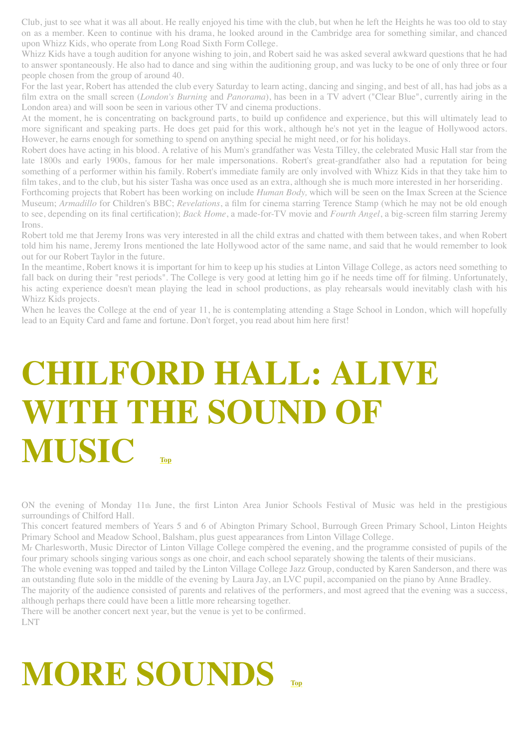Club, just to see what it was all about. He really enjoyed his time with the club, but when he left the Heights he was too old to stay on as a member. Keen to continue with his drama, he looked around in the Cambridge area for something similar, and chanced upon Whizz Kids, who operate from Long Road Sixth Form College.

Whizz Kids have a tough audition for anyone wishing to join, and Robert said he was asked several awkward questions that he had to answer spontaneously. He also had to dance and sing within the auditioning group, and was lucky to be one of only three or four people chosen from the group of around 40.

For the last year, Robert has attended the club every Saturday to learn acting, dancing and singing, and best of all, has had jobs as a film extra on the small screen (*London's Burning* and *Panorama*), has been in a TV advert ("Clear Blue", currently airing in the London area) and will soon be seen in various other TV and cinema productions.

At the moment, he is concentrating on background parts, to build up confidence and experience, but this will ultimately lead to more significant and speaking parts. He does get paid for this work, although he's not yet in the league of Hollywood actors. However, he earns enough for something to spend on anything special he might need, or for his holidays.

Robert does have acting in his blood. A relative of his Mum's grandfather was Vesta Tilley, the celebrated Music Hall star from the late 1800s and early 1900s, famous for her male impersonations. Robert's great-grandfather also had a reputation for being something of a performer within his family. Robert's immediate family are only involved with Whizz Kids in that they take him to film takes, and to the club, but his sister Tasha was once used as an extra, although she is much more interested in her horseriding.

Forthcoming projects that Robert has been working on include *Human Body,* which will be seen on the Imax Screen at the Science Museum; *Armadillo* for Children's BBC; *Revelations*, a film for cinema starring Terence Stamp (which he may not be old enough to see, depending on its final certification); *Back Home*, a made-for-TV movie and *Fourth Angel*, a big-screen film starring Jeremy Irons.

Robert told me that Jeremy Irons was very interested in all the child extras and chatted with them between takes, and when Robert told him his name, Jeremy Irons mentioned the late Hollywood actor of the same name, and said that he would remember to look out for our Robert Taylor in the future.

In the meantime, Robert knows it is important for him to keep up his studies at Linton Village College, as actors need something to fall back on during their "rest periods". The College is very good at letting him go if he needs time off for filming. Unfortunately, his acting experience doesn't mean playing the lead in school productions, as play rehearsals would inevitably clash with his Whizz Kids projects.

When he leaves the College at the end of year 11, he is contemplating attending a Stage School in London, which will hopefully lead to an Equity Card and fame and fortune. Don't forget, you read about him here first!

# CHILFORD HALL: ALIVE WITH THE SOUND OF MUSIC

Top

ON the evening of Monday 11th June, the first Linton Area Junior Schools Festival of Music was held in the prestigious surroundings of Chilford Hall.

This concert featured members of Years 5 and 6 of Abington Primary School, Burrough Green Primary School, Linton Heights Primary School and Meadow School, Balsham, plus guest appearances from Linton Village College.

Mr Charlesworth, Music Director of Linton Village College compèred the evening, and the programme consisted of pupils of the four primary schools singing various songs as one choir, and each school separately showing the talents of their musicians.

The whole evening was topped and tailed by the Linton Village College Jazz Group, conducted by Karen Sanderson, and there was an outstanding flute solo in the middle of the evening by Laura Jay, an LVC pupil, accompanied on the piano by Anne Bradley.

The majority of the audience consisted of parents and relatives of the performers, and most agreed that the evening was a success, although perhaps there could have been a little more rehearsing together.

There will be another concert next year, but the venue is yet to be confirmed.

LNT

# MORE SOUNDS

Top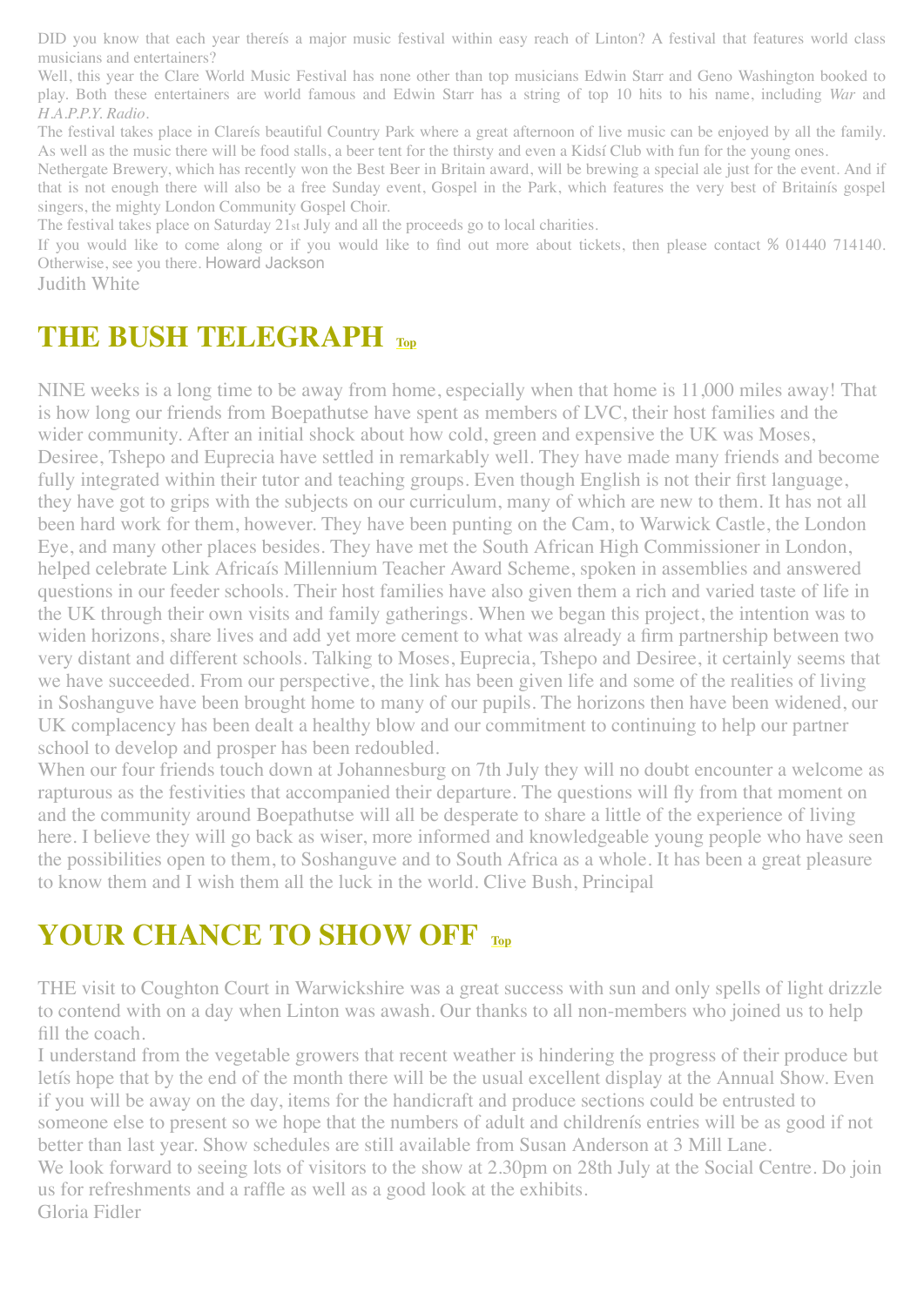DID you know that each year thereís a major music festival within easy reach of Linton? A festival that features world class musicians and entertainers?

Well, this year the Clare World Music Festival has none other than top musicians Edwin Starr and Geno Washington booked to play. Both these entertainers are world famous and Edwin Starr has a string of top 10 hits to his name, including *War* and *H.A.P.P.Y. Radio*.

The festival takes place in Clareís beautiful Country Park where a great afternoon of live music can be enjoyed by all the family. As well as the music there will be food stalls, a beer tent for the thirsty and even a Kidsí Club with fun for the young ones.

Nethergate Brewery, which has recently won the Best Beer in Britain award, will be brewing a special ale just for the event. And if that is not enough there will also be a free Sunday event, Gospel in the Park, which features the very best of Britainís gospel singers, the mighty London Community Gospel Choir.

The festival takes place on Saturday 21st July and all the proceeds go to local charities.

If you would like to come along or if you would like to find out more about tickets, then please contact % 01440 714140. Otherwise, see you there. Howard Jackson

Judith White

## THE BUSH TELEGRAPH Top

NINE weeks is a long time to be away from home, especially when that home is 11,000 miles away! That is how long our friends from Boepathutse have spent as members of LVC, their host families and the wider community. After an initial shock about how cold, green and expensive the UK was Moses, Desiree, Tshepo and Euprecia have settled in remarkably well. They have made many friends and become fully integrated within their tutor and teaching groups. Even though English is not their first language, they have got to grips with the subjects on our curriculum, many of which are new to them. It has not all been hard work for them, however. They have been punting on the Cam, to Warwick Castle, the London Eye, and many other places besides. They have met the South African High Commissioner in London, helped celebrate Link Africaís Millennium Teacher Award Scheme, spoken in assemblies and answered questions in our feeder schools. Their host families have also given them a rich and varied taste of life in the UK through their own visits and family gatherings. When we began this project, the intention was to widen horizons, share lives and add yet more cement to what was already a firm partnership between two very distant and different schools. Talking to Moses, Euprecia, Tshepo and Desiree, it certainly seems that we have succeeded. From our perspective, the link has been given life and some of the realities of living in Soshanguve have been brought home to many of our pupils. The horizons then have been widened, our UK complacency has been dealt a healthy blow and our commitment to continuing to help our partner school to develop and prosper has been redoubled.

When our four friends touch down at Johannesburg on 7th July they will no doubt encounter a welcome as rapturous as the festivities that accompanied their departure. The questions will fly from that moment on and the community around Boepathutse will all be desperate to share a little of the experience of living here. I believe they will go back as wiser, more informed and knowledgeable young people who have seen the possibilities open to them, to Soshanguve and to South Africa as a whole. It has been a great pleasure to know them and I wish them all the luck in the world. Clive Bush, Principal

## YOUR CHANCE TO SHOW OFF Top

THE visit to Coughton Court in Warwickshire was a great success with sun and only spells of light drizzle to contend with on a day when Linton was awash. Our thanks to all non-members who joined us to help fill the coach.

I understand from the vegetable growers that recent weather is hindering the progress of their produce but letís hope that by the end of the month there will be the usual excellent display at the Annual Show. Even if you will be away on the day, items for the handicraft and produce sections could be entrusted to someone else to present so we hope that the numbers of adult and childrenís entries will be as good if not better than last year. Show schedules are still available from Susan Anderson at 3 Mill Lane.

We look forward to seeing lots of visitors to the show at 2.30pm on 28th July at the Social Centre. Do join us for refreshments and a raffle as well as a good look at the exhibits.

Gloria Fidler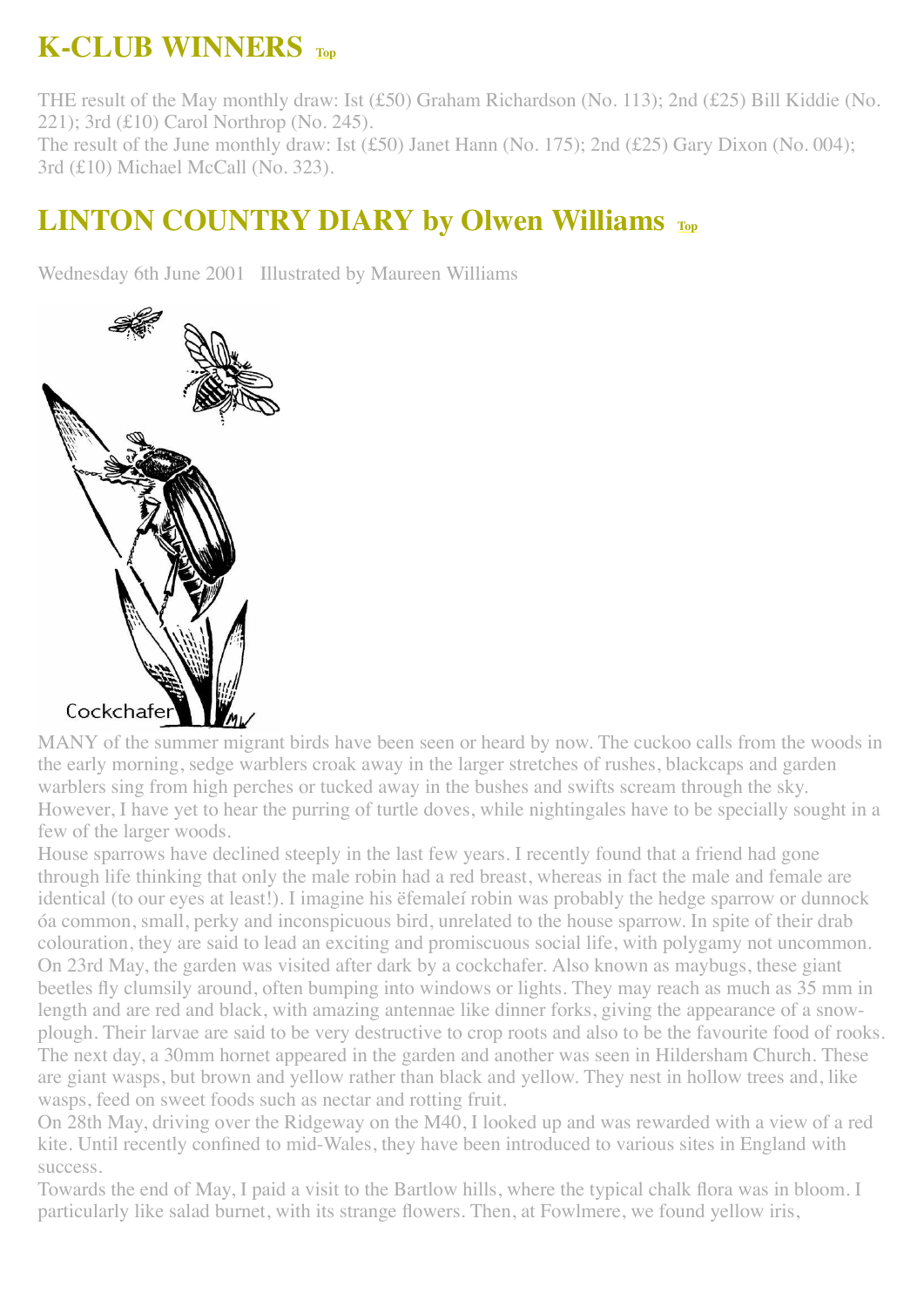## K-CLUB WINNERS

THE result of the May monthly draw: Ist (£50) Graham Richardson (No. 113); 2nd (£25) Bill Kiddie (No. 221); 3rd (£10) Carol Northrop (No. 245).
The result of the June monthly draw: Ist (£50) Janet Hann (No. 175); 2nd (£25) Gary Dixon (No. 004); 3rd (£10) Michael McCall (No. 323).

## LINTON COUNTRY DIARY by Olwen Williams

Wednesday 6th June 2001 Illustrated by Maureen Williams

Cockchafer

MANY of the summer migrant birds have been seen or heard by now. The cuckoo calls from the woods in the early morning, sedge warblers croak away in the larger stretches of rushes, blackcaps and garden warblers sing from high perches or tucked away in the bushes and swifts scream through the sky. However, I have yet to hear the purring of turtle doves, while nightingales have to be specially sought in a few of the larger woods.
House sparrows have declined steeply in the last few years. I recently found that a friend had gone through life thinking that only the male robin had a red breast, whereas in fact the male and female are identical (to our eyes at least!). I imagine his ëfemaleí robin was probably the hedge sparrow or dunnock óa common, small, perky and inconspicuous bird, unrelated to the house sparrow. In spite of their drab colouration, they are said to lead an exciting and promiscuous social life, with polygamy not uncommon.
On 23rd May, the garden was visited after dark by a cockchafer. Also known as maybugs, these giant beetles fly clumsily around, often bumping into windows or lights. They may reach as much as 35 mm in length and are red and black, with amazing antennae like dinner forks, giving the appearance of a snow-plough. Their larvae are said to be very destructive to crop roots and also to be the favourite food of rooks.
The next day, a 30mm hornet appeared in the garden and another was seen in Hildersham Church. These are giant wasps, but brown and yellow rather than black and yellow. They nest in hollow trees and, like wasps, feed on sweet foods such as nectar and rotting fruit.
On 28th May, driving over the Ridgeway on the M40, I looked up and was rewarded with a view of a red kite. Until recently confined to mid-Wales, they have been introduced to various sites in England with success.
Towards the end of May, I paid a visit to the Bartlow hills, where the typical chalk flora was in bloom. I particularly like salad burnet, with its strange flowers. Then, at Fowlmere, we found yellow iris,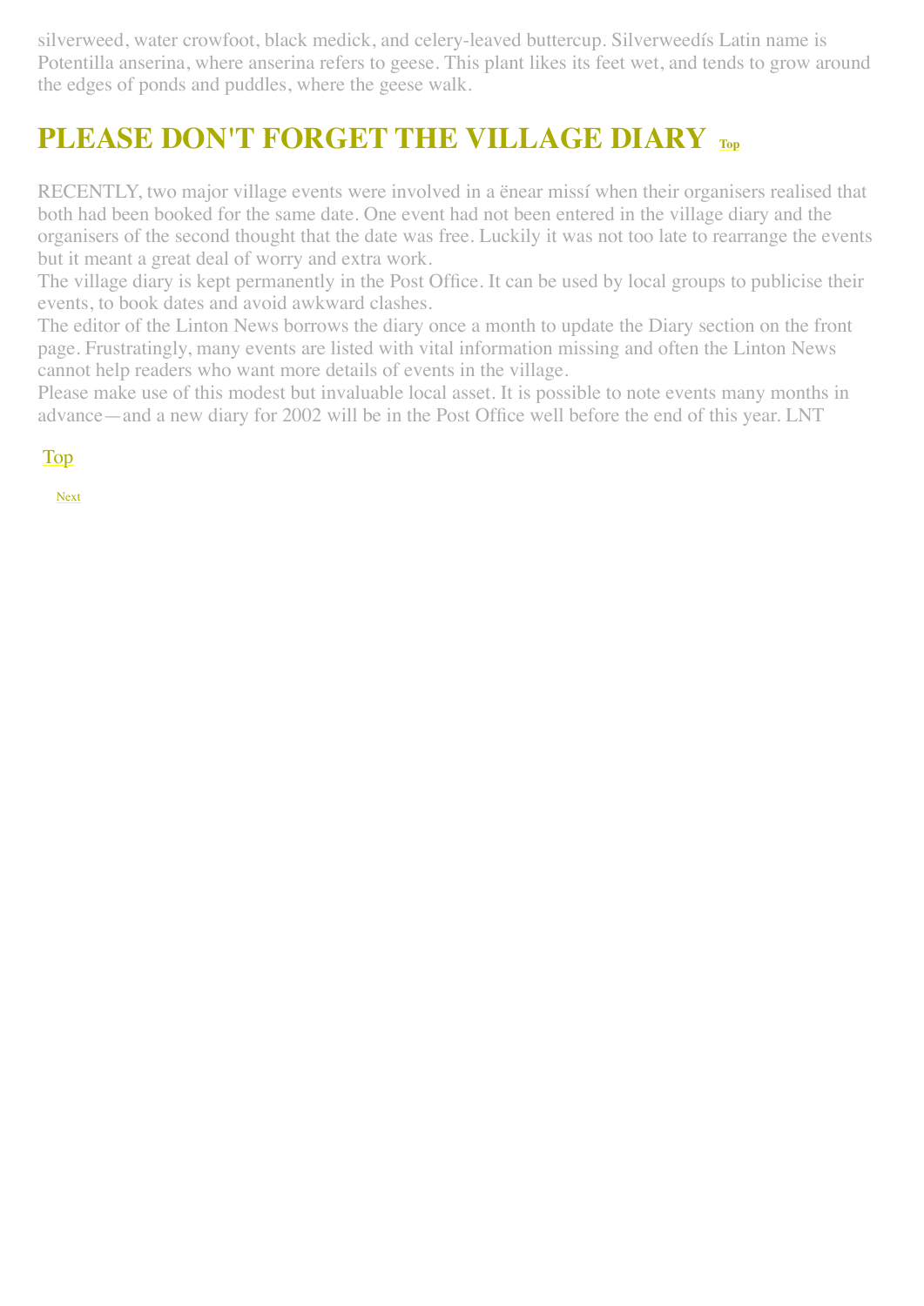silverweed, water crowfoot, black medick, and celery-leaved buttercup. Silverweedís Latin name is Potentilla anserina, where anserina refers to geese. This plant likes its feet wet, and tends to grow around the edges of ponds and puddles, where the geese walk.

## PLEASE DON'T FORGET THE VILLAGE DIARY Top

RECENTLY, two major village events were involved in a ënear missí when their organisers realised that both had been booked for the same date. One event had not been entered in the village diary and the organisers of the second thought that the date was free. Luckily it was not too late to rearrange the events but it meant a great deal of worry and extra work.

The village diary is kept permanently in the Post Office. It can be used by local groups to publicise their events, to book dates and avoid awkward clashes.

The editor of the Linton News borrows the diary once a month to update the Diary section on the front page. Frustratingly, many events are listed with vital information missing and often the Linton News cannot help readers who want more details of events in the village.

Please make use of this modest but invaluable local asset. It is possible to note events many months in advance—and a new diary for 2002 will be in the Post Office well before the end of this year. LNT

Top

Next